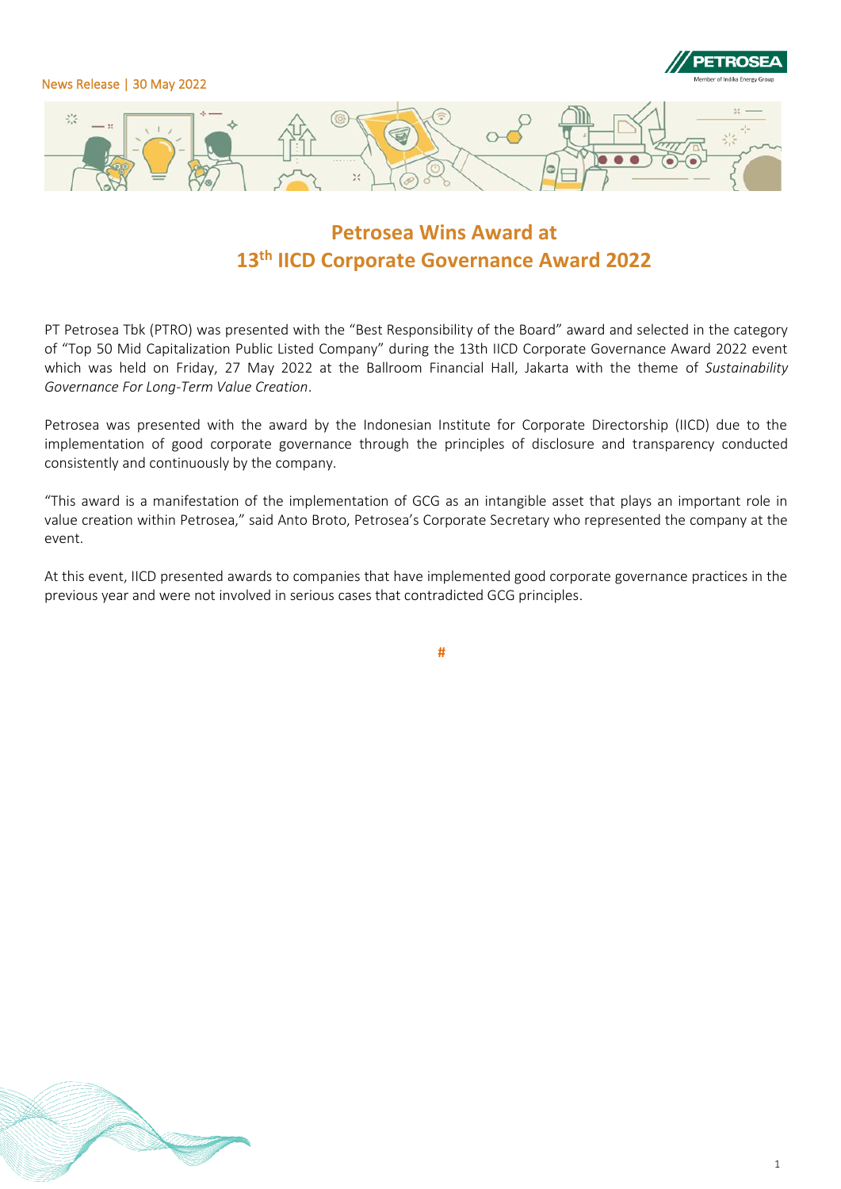News Release | 30 May 2022

# Petrosea Wins Award at 13th IICD Corporate Governance Award 2022

PT Petrosea Tbk (PTRO) was presented with the “Best Responsibility of the Board” award and selected in the category of “Top 50 Mid Capitalization Public Listed Company” during the 13th IICD Corporate Governance Award 2022 event which was held on Friday, 27 May 2022 at the Ballroom Financial Hall, Jakarta with the theme of *Sustainability Governance For Long-Term Value Creation*.

Petrosea was presented with the award by the Indonesian Institute for Corporate Directorship (IICD) due to the implementation of good corporate governance through the principles of disclosure and transparency conducted consistently and continuously by the company.

“This award is a manifestation of the implementation of GCG as an intangible asset that plays an important role in value creation within Petrosea,” said Anto Broto, Petrosea’s Corporate Secretary who represented the company at the event.

At this event, IICD presented awards to companies that have implemented good corporate governance practices in the previous year and were not involved in serious cases that contradicted GCG principles.

#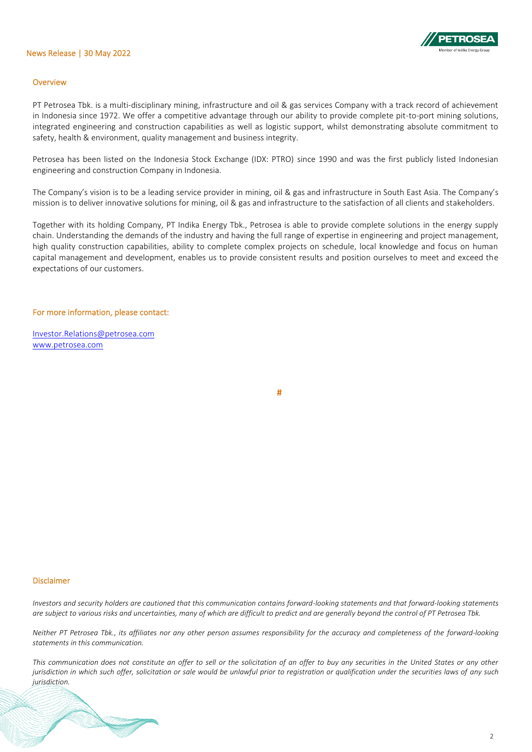## Overview

PT Petrosea Tbk. is a multi-disciplinary mining, infrastructure and oil & gas services Company with a track record of achievement in Indonesia since 1972. We offer a competitive advantage through our ability to provide complete pit-to-port mining solutions, integrated engineering and construction capabilities as well as logistic support, whilst demonstrating absolute commitment to safety, health & environment, quality management and business integrity.

Petrosea has been listed on the Indonesia Stock Exchange (IDX: PTRO) since 1990 and was the first publicly listed Indonesian engineering and construction Company in Indonesia.

The Company's vision is to be a leading service provider in mining, oil & gas and infrastructure in South East Asia. The Company's mission is to deliver innovative solutions for mining, oil & gas and infrastructure to the satisfaction of all clients and stakeholders.

Together with its holding Company, PT Indika Energy Tbk., Petrosea is able to provide complete solutions in the energy supply chain. Understanding the demands of the industry and having the full range of expertise in engineering and project management, high quality construction capabilities, ability to complete complex projects on schedule, local knowledge and focus on human capital management and development, enables us to provide consistent results and position ourselves to meet and exceed the expectations of our customers.

### For more information, please contact:

Investor.Relations@petrosea.com
www.petrosea.com

#

## Disclaimer

*Investors and security holders are cautioned that this communication contains forward-looking statements and that forward-looking statements are subject to various risks and uncertainties, many of which are difficult to predict and are generally beyond the control of PT Petrosea Tbk.*

*Neither PT Petrosea Tbk., its affiliates nor any other person assumes responsibility for the accuracy and completeness of the forward-looking statements in this communication.*

*This communication does not constitute an offer to sell or the solicitation of an offer to buy any securities in the United States or any other jurisdiction in which such offer, solicitation or sale would be unlawful prior to registration or qualification under the securities laws of any such jurisdiction.*